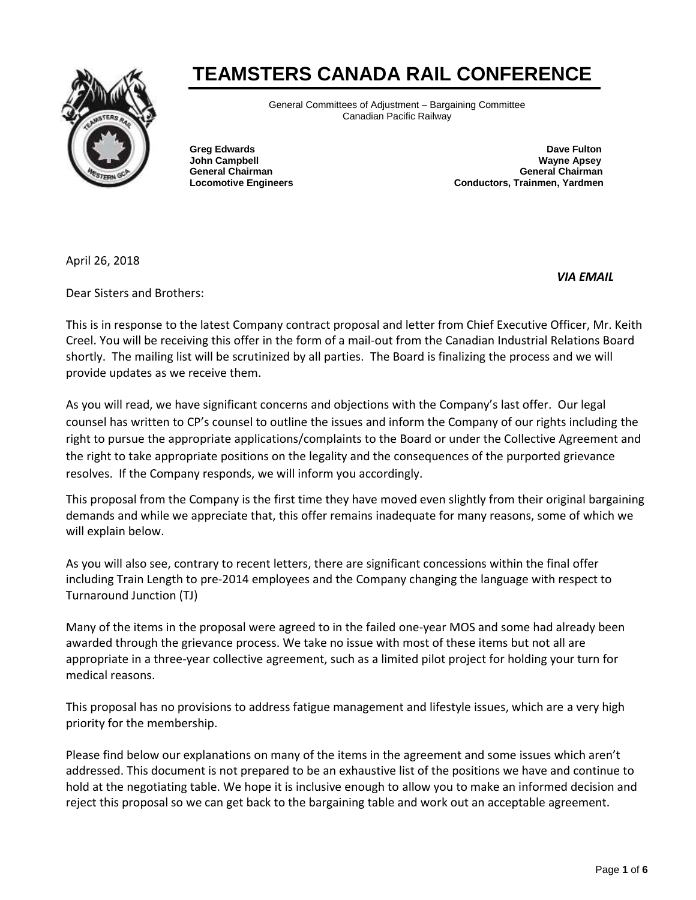# TEAMSTERS CANADA RAIL CONFERENCE

General Committees of Adjustment – Bargaining Committee
Canadian Pacific Railway

**Greg Edwards**
**John Campbell**
**General Chairman**
**Locomotive Engineers**

**Dave Fulton**
**Wayne Apsey**
**General Chairman**
**Conductors, Trainmen, Yardmen**

April 26, 2018

***VIA EMAIL***

Dear Sisters and Brothers:

This is in response to the latest Company contract proposal and letter from Chief Executive Officer, Mr. Keith Creel. You will be receiving this offer in the form of a mail-out from the Canadian Industrial Relations Board shortly. The mailing list will be scrutinized by all parties. The Board is finalizing the process and we will provide updates as we receive them.

As you will read, we have significant concerns and objections with the Company's last offer. Our legal counsel has written to CP's counsel to outline the issues and inform the Company of our rights including the right to pursue the appropriate applications/complaints to the Board or under the Collective Agreement and the right to take appropriate positions on the legality and the consequences of the purported grievance resolves. If the Company responds, we will inform you accordingly.

This proposal from the Company is the first time they have moved even slightly from their original bargaining demands and while we appreciate that, this offer remains inadequate for many reasons, some of which we will explain below.

As you will also see, contrary to recent letters, there are significant concessions within the final offer including Train Length to pre-2014 employees and the Company changing the language with respect to Turnaround Junction (TJ)

Many of the items in the proposal were agreed to in the failed one-year MOS and some had already been awarded through the grievance process. We take no issue with most of these items but not all are appropriate in a three-year collective agreement, such as a limited pilot project for holding your turn for medical reasons.

This proposal has no provisions to address fatigue management and lifestyle issues, which are a very high priority for the membership.

Please find below our explanations on many of the items in the agreement and some issues which aren't addressed. This document is not prepared to be an exhaustive list of the positions we have and continue to hold at the negotiating table. We hope it is inclusive enough to allow you to make an informed decision and reject this proposal so we can get back to the bargaining table and work out an acceptable agreement.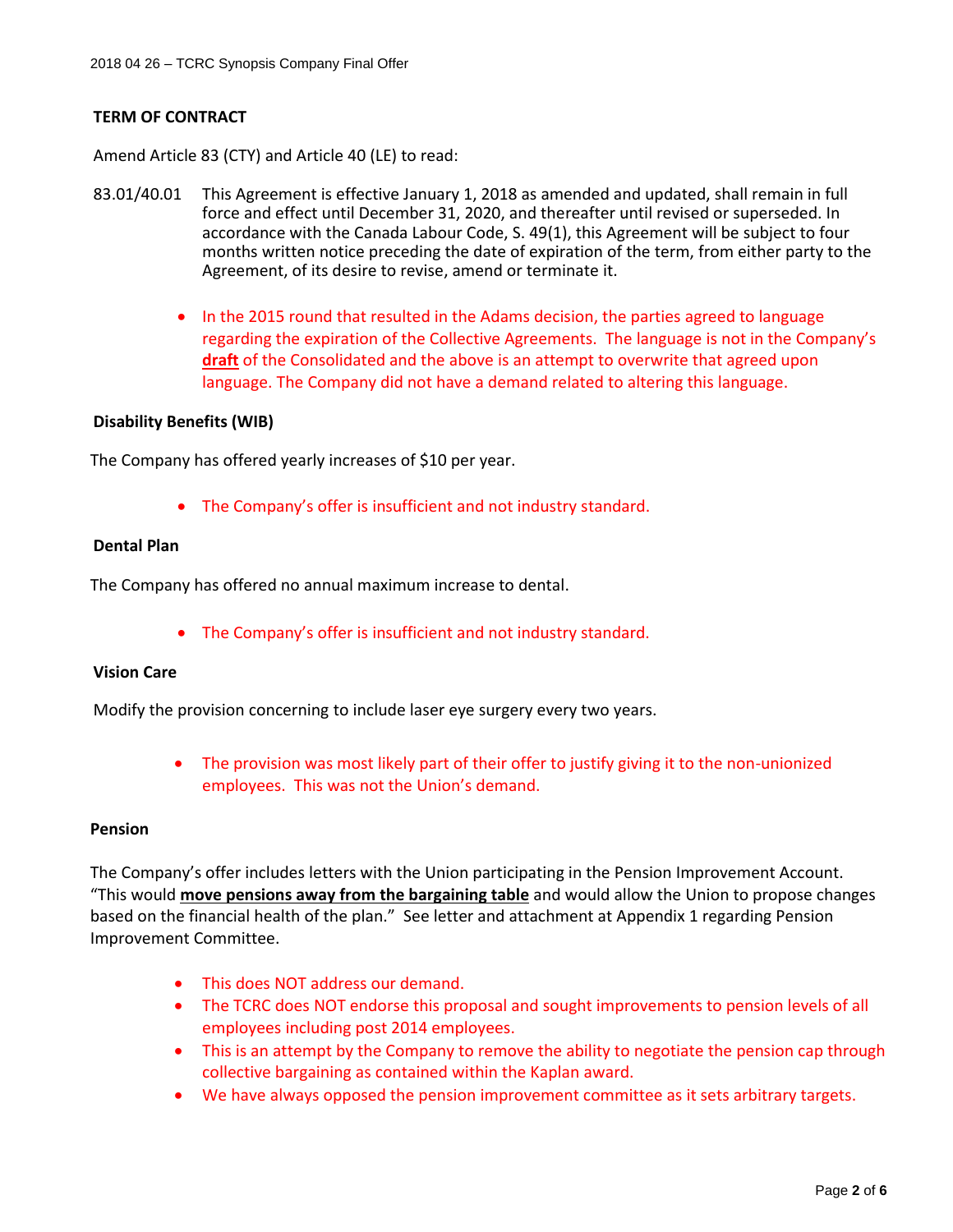**TERM OF CONTRACT**

Amend Article 83 (CTY) and Article 40 (LE) to read:

83.01/40.01 This Agreement is effective January 1, 2018 as amended and updated, shall remain in full force and effect until December 31, 2020, and thereafter until revised or superseded. In accordance with the Canada Labour Code, S. 49(1), this Agreement will be subject to four months written notice preceding the date of expiration of the term, from either party to the Agreement, of its desire to revise, amend or terminate it.

- In the 2015 round that resulted in the Adams decision, the parties agreed to language regarding the expiration of the Collective Agreements. The language is not in the Company's **draft** of the Consolidated and the above is an attempt to overwrite that agreed upon language. The Company did not have a demand related to altering this language.

**Disability Benefits (WIB)**

The Company has offered yearly increases of $10 per year.

- The Company's offer is insufficient and not industry standard.

**Dental Plan**

The Company has offered no annual maximum increase to dental.

- The Company's offer is insufficient and not industry standard.

**Vision Care**

Modify the provision concerning to include laser eye surgery every two years.

- The provision was most likely part of their offer to justify giving it to the non-unionized employees. This was not the Union's demand.

**Pension**

The Company's offer includes letters with the Union participating in the Pension Improvement Account. "This would **move pensions away from the bargaining table** and would allow the Union to propose changes based on the financial health of the plan." See letter and attachment at Appendix 1 regarding Pension Improvement Committee.

- This does NOT address our demand.
- The TCRC does NOT endorse this proposal and sought improvements to pension levels of all employees including post 2014 employees.
- This is an attempt by the Company to remove the ability to negotiate the pension cap through collective bargaining as contained within the Kaplan award.
- We have always opposed the pension improvement committee as it sets arbitrary targets.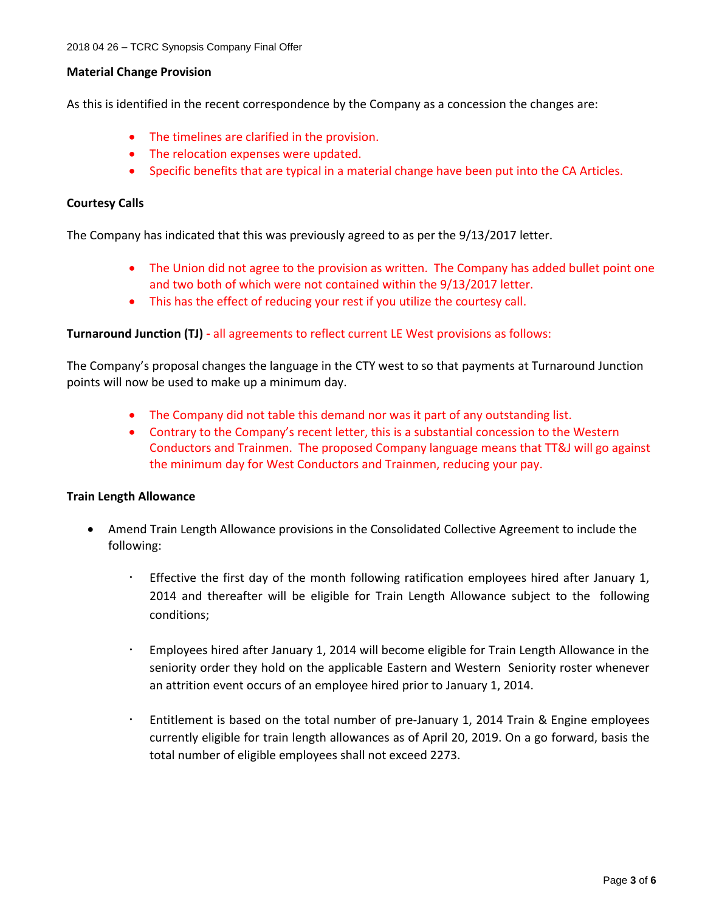**Material Change Provision**

As this is identified in the recent correspondence by the Company as a concession the changes are:

- The timelines are clarified in the provision.
- The relocation expenses were updated.
- Specific benefits that are typical in a material change have been put into the CA Articles.

**Courtesy Calls**

The Company has indicated that this was previously agreed to as per the 9/13/2017 letter.

- The Union did not agree to the provision as written. The Company has added bullet point one and two both of which were not contained within the 9/13/2017 letter.
- This has the effect of reducing your rest if you utilize the courtesy call.

**Turnaround Junction (TJ) -** all agreements to reflect current LE West provisions as follows:

The Company's proposal changes the language in the CTY west to so that payments at Turnaround Junction points will now be used to make up a minimum day.

- The Company did not table this demand nor was it part of any outstanding list.
- Contrary to the Company's recent letter, this is a substantial concession to the Western Conductors and Trainmen. The proposed Company language means that TT&J will go against the minimum day for West Conductors and Trainmen, reducing your pay.

**Train Length Allowance**

- Amend Train Length Allowance provisions in the Consolidated Collective Agreement to include the following:
  - Effective the first day of the month following ratification employees hired after January 1, 2014 and thereafter will be eligible for Train Length Allowance subject to the following conditions;
  - Employees hired after January 1, 2014 will become eligible for Train Length Allowance in the seniority order they hold on the applicable Eastern and Western Seniority roster whenever an attrition event occurs of an employee hired prior to January 1, 2014.
  - Entitlement is based on the total number of pre-January 1, 2014 Train & Engine employees currently eligible for train length allowances as of April 20, 2019. On a go forward, basis the total number of eligible employees shall not exceed 2273.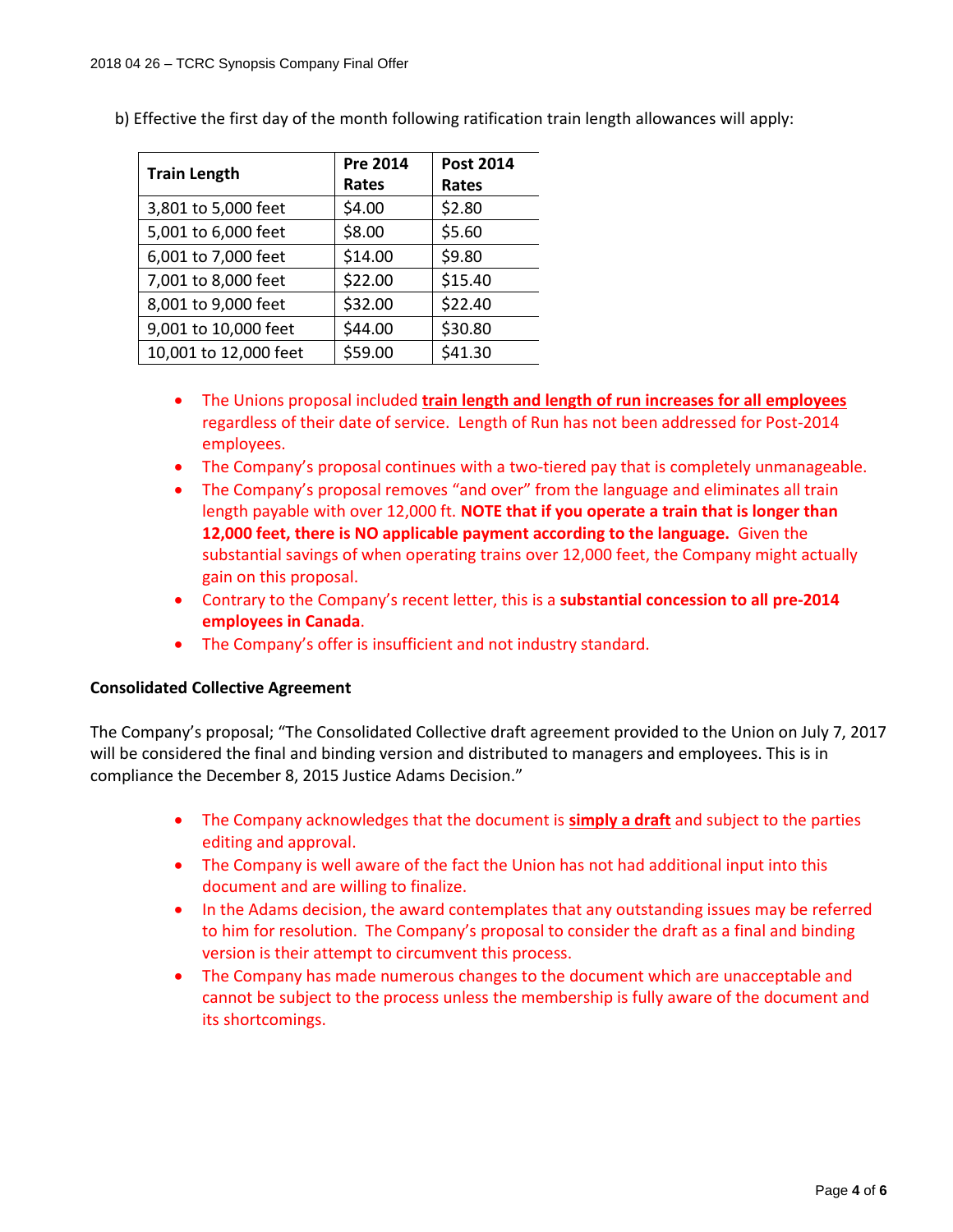b) Effective the first day of the month following ratification train length allowances will apply:

| Train Length | Pre 2014 Rates | Post 2014 Rates |
|---|---|---|
| 3,801 to 5,000 feet | $4.00 | $2.80 |
| 5,001 to 6,000 feet | $8.00 | $5.60 |
| 6,001 to 7,000 feet | $14.00 | $9.80 |
| 7,001 to 8,000 feet | $22.00 | $15.40 |
| 8,001 to 9,000 feet | $32.00 | $22.40 |
| 9,001 to 10,000 feet | $44.00 | $30.80 |
| 10,001 to 12,000 feet | $59.00 | $41.30 |

- The Unions proposal included **train length and length of run increases for all employees** regardless of their date of service. Length of Run has not been addressed for Post-2014 employees.
- The Company's proposal continues with a two-tiered pay that is completely unmanageable.
- The Company's proposal removes "and over" from the language and eliminates all train length payable with over 12,000 ft. **NOTE that if you operate a train that is longer than 12,000 feet, there is NO applicable payment according to the language.** Given the substantial savings of when operating trains over 12,000 feet, the Company might actually gain on this proposal.
- Contrary to the Company's recent letter, this is a **substantial concession to all pre-2014 employees in Canada**.
- The Company's offer is insufficient and not industry standard.

**Consolidated Collective Agreement**

The Company's proposal; "The Consolidated Collective draft agreement provided to the Union on July 7, 2017 will be considered the final and binding version and distributed to managers and employees. This is in compliance the December 8, 2015 Justice Adams Decision."

- The Company acknowledges that the document is **simply a draft** and subject to the parties editing and approval.
- The Company is well aware of the fact the Union has not had additional input into this document and are willing to finalize.
- In the Adams decision, the award contemplates that any outstanding issues may be referred to him for resolution. The Company's proposal to consider the draft as a final and binding version is their attempt to circumvent this process.
- The Company has made numerous changes to the document which are unacceptable and cannot be subject to the process unless the membership is fully aware of the document and its shortcomings.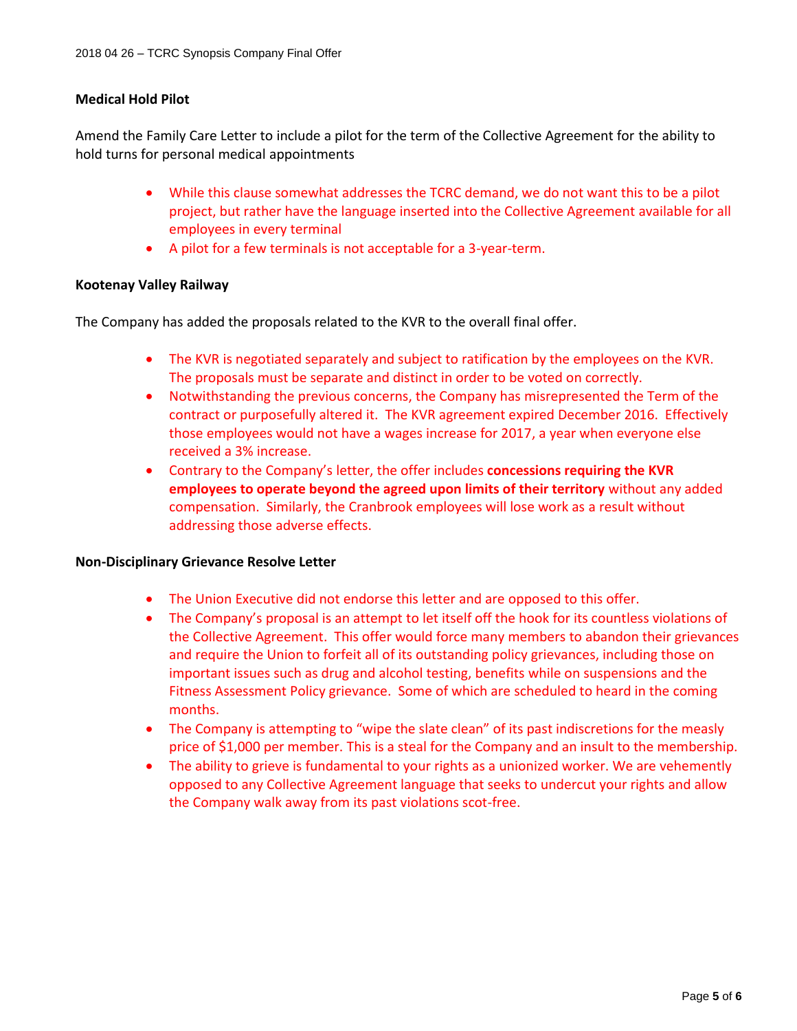**Medical Hold Pilot**

Amend the Family Care Letter to include a pilot for the term of the Collective Agreement for the ability to hold turns for personal medical appointments

- While this clause somewhat addresses the TCRC demand, we do not want this to be a pilot project, but rather have the language inserted into the Collective Agreement available for all employees in every terminal
- A pilot for a few terminals is not acceptable for a 3-year-term.

**Kootenay Valley Railway**

The Company has added the proposals related to the KVR to the overall final offer.

- The KVR is negotiated separately and subject to ratification by the employees on the KVR. The proposals must be separate and distinct in order to be voted on correctly.
- Notwithstanding the previous concerns, the Company has misrepresented the Term of the contract or purposefully altered it. The KVR agreement expired December 2016. Effectively those employees would not have a wages increase for 2017, a year when everyone else received a 3% increase.
- Contrary to the Company's letter, the offer includes **concessions requiring the KVR employees to operate beyond the agreed upon limits of their territory** without any added compensation. Similarly, the Cranbrook employees will lose work as a result without addressing those adverse effects.

**Non-Disciplinary Grievance Resolve Letter**

- The Union Executive did not endorse this letter and are opposed to this offer.
- The Company's proposal is an attempt to let itself off the hook for its countless violations of the Collective Agreement. This offer would force many members to abandon their grievances and require the Union to forfeit all of its outstanding policy grievances, including those on important issues such as drug and alcohol testing, benefits while on suspensions and the Fitness Assessment Policy grievance. Some of which are scheduled to heard in the coming months.
- The Company is attempting to "wipe the slate clean" of its past indiscretions for the measly price of $1,000 per member. This is a steal for the Company and an insult to the membership.
- The ability to grieve is fundamental to your rights as a unionized worker. We are vehemently opposed to any Collective Agreement language that seeks to undercut your rights and allow the Company walk away from its past violations scot-free.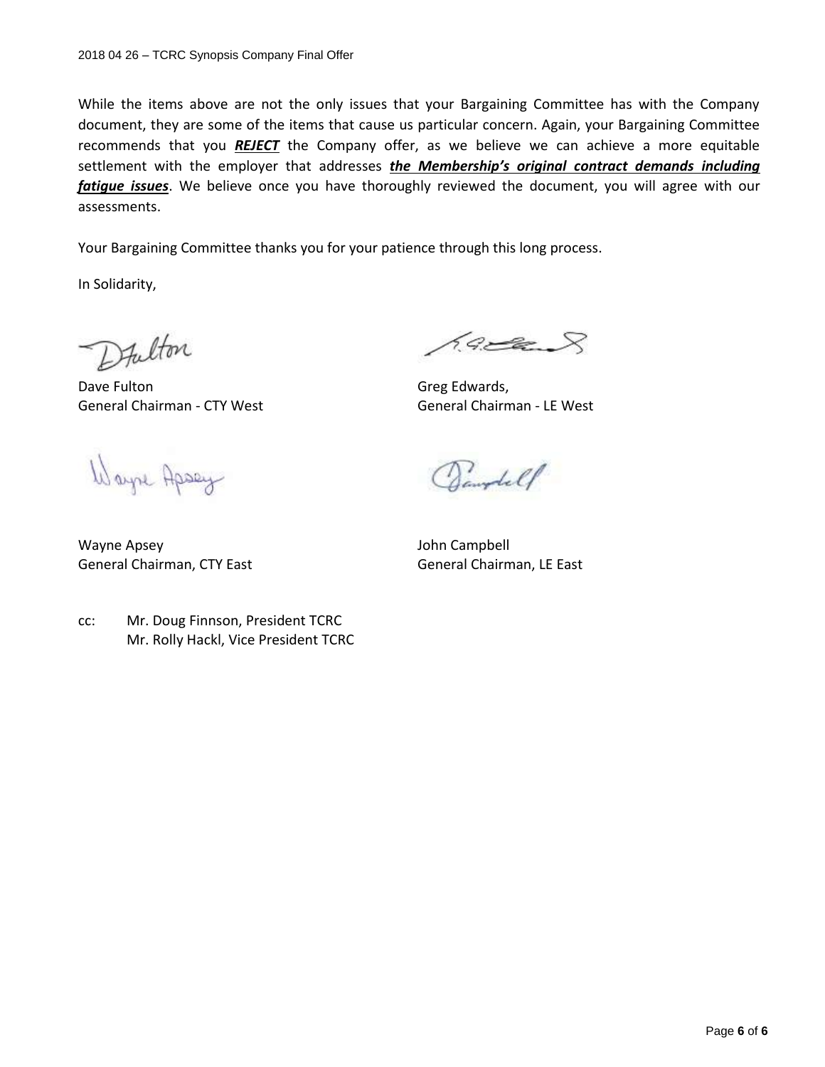While the items above are not the only issues that your Bargaining Committee has with the Company document, they are some of the items that cause us particular concern. Again, your Bargaining Committee recommends that you ***REJECT*** the Company offer, as we believe we can achieve a more equitable settlement with the employer that addresses ***the Membership's original contract demands including fatigue issues***. We believe once you have thoroughly reviewed the document, you will agree with our assessments.

Your Bargaining Committee thanks you for your patience through this long process.

In Solidarity,

Dave Fulton
General Chairman - CTY West

Greg Edwards,
General Chairman - LE West

Wayne Apsey
General Chairman, CTY East

John Campbell
General Chairman, LE East

cc: Mr. Doug Finnson, President TCRC
Mr. Rolly Hackl, Vice President TCRC